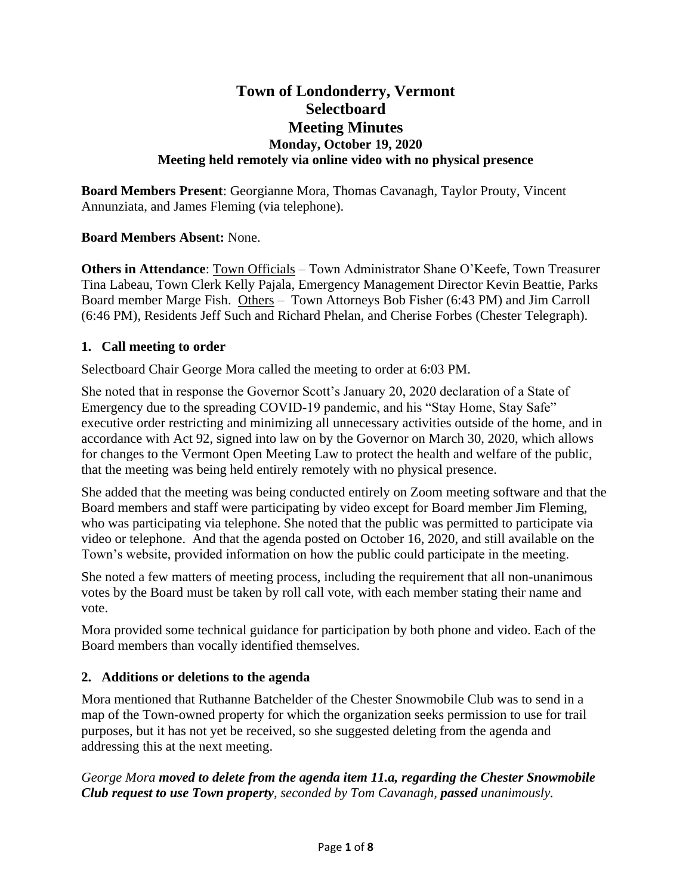# Town of Londonderry, Vermont
# Selectboard
# Meeting Minutes
### Monday, October 19, 2020
### Meeting held remotely via online video with no physical presence

**Board Members Present**: Georgianne Mora, Thomas Cavanagh, Taylor Prouty, Vincent Annunziata, and James Fleming (via telephone).

**Board Members Absent:** None.

**Others in Attendance**: Town Officials – Town Administrator Shane O'Keefe, Town Treasurer Tina Labeau, Town Clerk Kelly Pajala, Emergency Management Director Kevin Beattie, Parks Board member Marge Fish. Others – Town Attorneys Bob Fisher (6:43 PM) and Jim Carroll (6:46 PM), Residents Jeff Such and Richard Phelan, and Cherise Forbes (Chester Telegraph).

## 1. Call meeting to order

Selectboard Chair George Mora called the meeting to order at 6:03 PM.

She noted that in response the Governor Scott's January 20, 2020 declaration of a State of Emergency due to the spreading COVID-19 pandemic, and his "Stay Home, Stay Safe" executive order restricting and minimizing all unnecessary activities outside of the home, and in accordance with Act 92, signed into law on by the Governor on March 30, 2020, which allows for changes to the Vermont Open Meeting Law to protect the health and welfare of the public, that the meeting was being held entirely remotely with no physical presence.

She added that the meeting was being conducted entirely on Zoom meeting software and that the Board members and staff were participating by video except for Board member Jim Fleming, who was participating via telephone. She noted that the public was permitted to participate via video or telephone. And that the agenda posted on October 16, 2020, and still available on the Town's website, provided information on how the public could participate in the meeting.

She noted a few matters of meeting process, including the requirement that all non-unanimous votes by the Board must be taken by roll call vote, with each member stating their name and vote.

Mora provided some technical guidance for participation by both phone and video. Each of the Board members than vocally identified themselves.

## 2. Additions or deletions to the agenda

Mora mentioned that Ruthanne Batchelder of the Chester Snowmobile Club was to send in a map of the Town-owned property for which the organization seeks permission to use for trail purposes, but it has not yet be received, so she suggested deleting from the agenda and addressing this at the next meeting.

*George Mora **moved to delete from the agenda item 11.a, regarding the Chester Snowmobile Club request to use Town property**, seconded by Tom Cavanagh, **passed** unanimously.*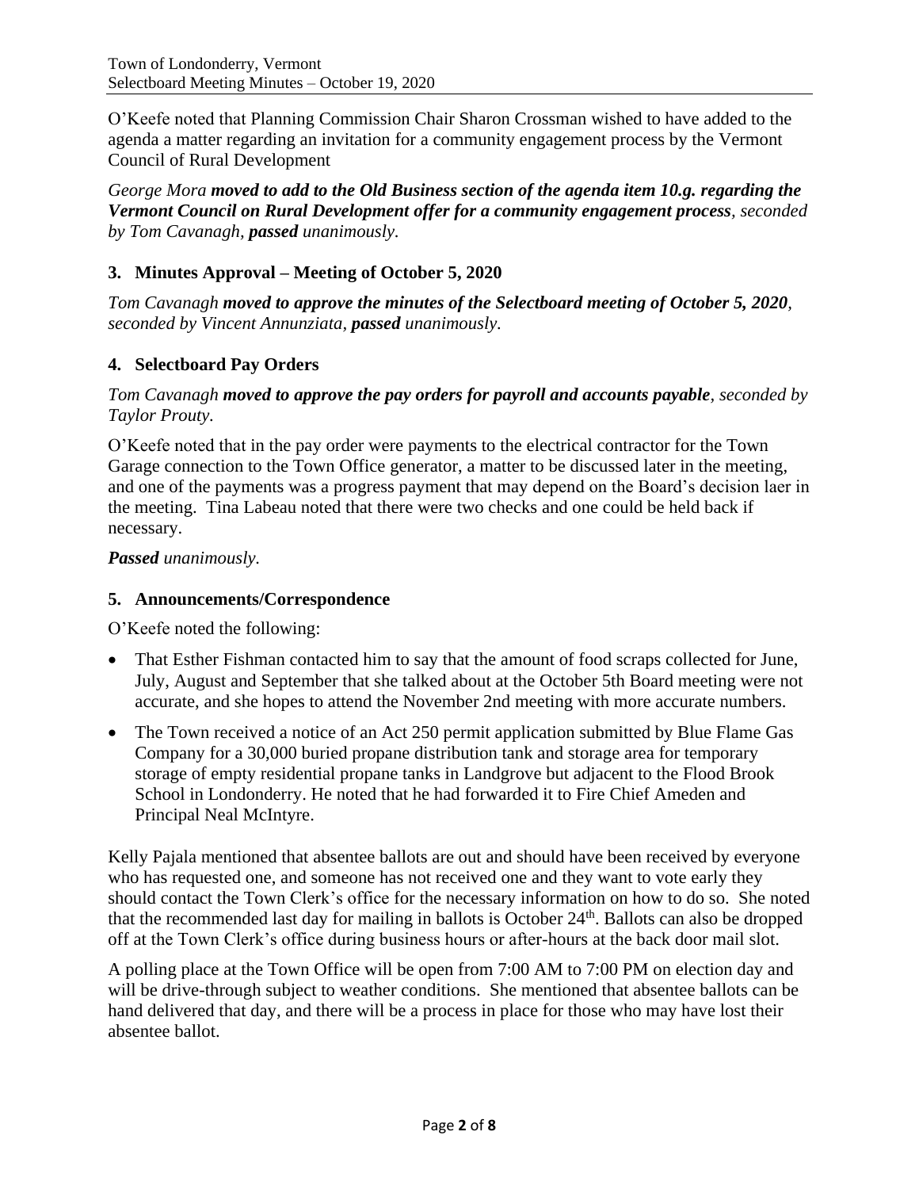O'Keefe noted that Planning Commission Chair Sharon Crossman wished to have added to the agenda a matter regarding an invitation for a community engagement process by the Vermont Council of Rural Development

*George Mora* ***moved to add to the Old Business section of the agenda item 10.g. regarding the Vermont Council on Rural Development offer for a community engagement process****, seconded by Tom Cavanagh,* ***passed*** *unanimously.*

### 3. Minutes Approval – Meeting of October 5, 2020

*Tom Cavanagh* ***moved to approve the minutes of the Selectboard meeting of October 5, 2020****, seconded by Vincent Annunziata,* ***passed*** *unanimously.*

### 4. Selectboard Pay Orders

*Tom Cavanagh* ***moved to approve the pay orders for payroll and accounts payable****, seconded by Taylor Prouty.*

O'Keefe noted that in the pay order were payments to the electrical contractor for the Town Garage connection to the Town Office generator, a matter to be discussed later in the meeting, and one of the payments was a progress payment that may depend on the Board's decision laer in the meeting. Tina Labeau noted that there were two checks and one could be held back if necessary.

***Passed*** *unanimously.*

### 5. Announcements/Correspondence

O'Keefe noted the following:

- That Esther Fishman contacted him to say that the amount of food scraps collected for June, July, August and September that she talked about at the October 5th Board meeting were not accurate, and she hopes to attend the November 2nd meeting with more accurate numbers.
- The Town received a notice of an Act 250 permit application submitted by Blue Flame Gas Company for a 30,000 buried propane distribution tank and storage area for temporary storage of empty residential propane tanks in Landgrove but adjacent to the Flood Brook School in Londonderry. He noted that he had forwarded it to Fire Chief Ameden and Principal Neal McIntyre.

Kelly Pajala mentioned that absentee ballots are out and should have been received by everyone who has requested one, and someone has not received one and they want to vote early they should contact the Town Clerk's office for the necessary information on how to do so. She noted that the recommended last day for mailing in ballots is October 24th. Ballots can also be dropped off at the Town Clerk's office during business hours or after-hours at the back door mail slot.

A polling place at the Town Office will be open from 7:00 AM to 7:00 PM on election day and will be drive-through subject to weather conditions. She mentioned that absentee ballots can be hand delivered that day, and there will be a process in place for those who may have lost their absentee ballot.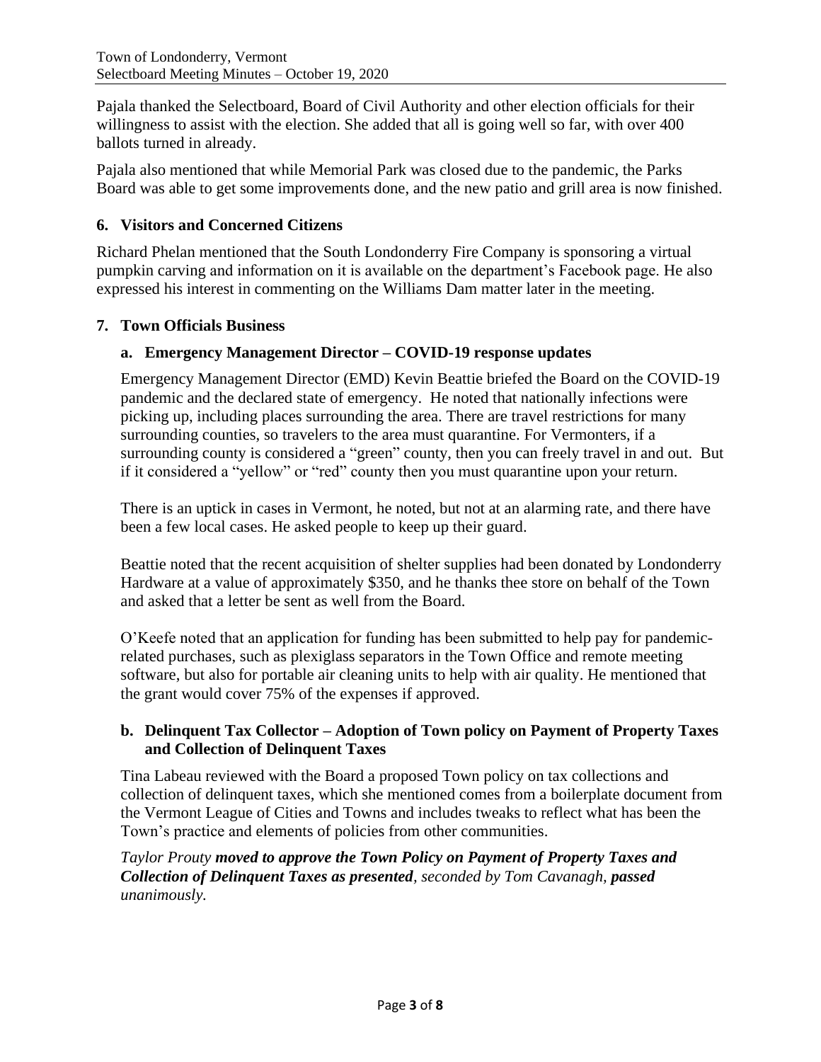Pajala thanked the Selectboard, Board of Civil Authority and other election officials for their willingness to assist with the election. She added that all is going well so far, with over 400 ballots turned in already.

Pajala also mentioned that while Memorial Park was closed due to the pandemic, the Parks Board was able to get some improvements done, and the new patio and grill area is now finished.

## 6. Visitors and Concerned Citizens

Richard Phelan mentioned that the South Londonderry Fire Company is sponsoring a virtual pumpkin carving and information on it is available on the department's Facebook page. He also expressed his interest in commenting on the Williams Dam matter later in the meeting.

## 7. Town Officials Business

### a. Emergency Management Director – COVID-19 response updates

Emergency Management Director (EMD) Kevin Beattie briefed the Board on the COVID-19 pandemic and the declared state of emergency. He noted that nationally infections were picking up, including places surrounding the area. There are travel restrictions for many surrounding counties, so travelers to the area must quarantine. For Vermonters, if a surrounding county is considered a "green" county, then you can freely travel in and out. But if it considered a "yellow" or "red" county then you must quarantine upon your return.

There is an uptick in cases in Vermont, he noted, but not at an alarming rate, and there have been a few local cases. He asked people to keep up their guard.

Beattie noted that the recent acquisition of shelter supplies had been donated by Londonderry Hardware at a value of approximately $350, and he thanks thee store on behalf of the Town and asked that a letter be sent as well from the Board.

O'Keefe noted that an application for funding has been submitted to help pay for pandemic-related purchases, such as plexiglass separators in the Town Office and remote meeting software, but also for portable air cleaning units to help with air quality. He mentioned that the grant would cover 75% of the expenses if approved.

### b. Delinquent Tax Collector – Adoption of Town policy on Payment of Property Taxes and Collection of Delinquent Taxes

Tina Labeau reviewed with the Board a proposed Town policy on tax collections and collection of delinquent taxes, which she mentioned comes from a boilerplate document from the Vermont League of Cities and Towns and includes tweaks to reflect what has been the Town's practice and elements of policies from other communities.

*Taylor Prouty* ***moved to approve the Town Policy on Payment of Property Taxes and Collection of Delinquent Taxes as presented****, seconded by Tom Cavanagh,* ***passed*** *unanimously.*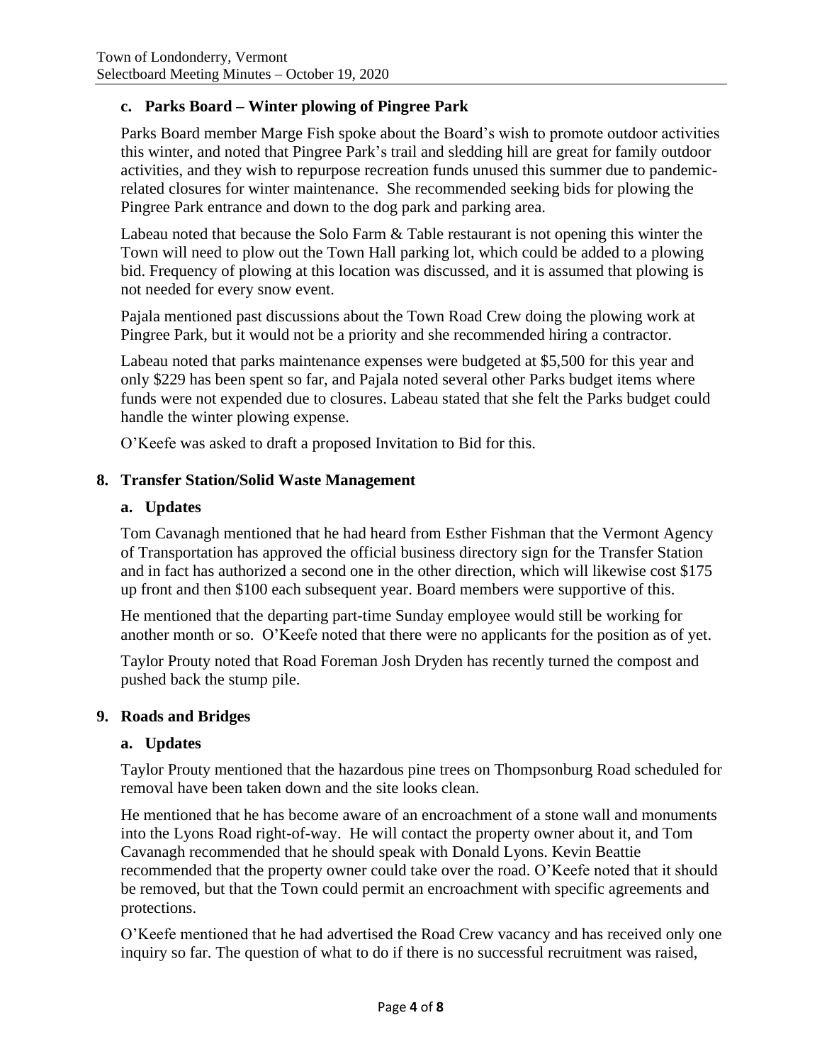### c. Parks Board – Winter plowing of Pingree Park

Parks Board member Marge Fish spoke about the Board's wish to promote outdoor activities this winter, and noted that Pingree Park's trail and sledding hill are great for family outdoor activities, and they wish to repurpose recreation funds unused this summer due to pandemic-related closures for winter maintenance. She recommended seeking bids for plowing the Pingree Park entrance and down to the dog park and parking area.

Labeau noted that because the Solo Farm & Table restaurant is not opening this winter the Town will need to plow out the Town Hall parking lot, which could be added to a plowing bid. Frequency of plowing at this location was discussed, and it is assumed that plowing is not needed for every snow event.

Pajala mentioned past discussions about the Town Road Crew doing the plowing work at Pingree Park, but it would not be a priority and she recommended hiring a contractor.

Labeau noted that parks maintenance expenses were budgeted at $5,500 for this year and only $229 has been spent so far, and Pajala noted several other Parks budget items where funds were not expended due to closures. Labeau stated that she felt the Parks budget could handle the winter plowing expense.

O'Keefe was asked to draft a proposed Invitation to Bid for this.

## 8. Transfer Station/Solid Waste Management

### a. Updates

Tom Cavanagh mentioned that he had heard from Esther Fishman that the Vermont Agency of Transportation has approved the official business directory sign for the Transfer Station and in fact has authorized a second one in the other direction, which will likewise cost $175 up front and then $100 each subsequent year. Board members were supportive of this.

He mentioned that the departing part-time Sunday employee would still be working for another month or so. O'Keefe noted that there were no applicants for the position as of yet.

Taylor Prouty noted that Road Foreman Josh Dryden has recently turned the compost and pushed back the stump pile.

## 9. Roads and Bridges

### a. Updates

Taylor Prouty mentioned that the hazardous pine trees on Thompsonburg Road scheduled for removal have been taken down and the site looks clean.

He mentioned that he has become aware of an encroachment of a stone wall and monuments into the Lyons Road right-of-way. He will contact the property owner about it, and Tom Cavanagh recommended that he should speak with Donald Lyons. Kevin Beattie recommended that the property owner could take over the road. O'Keefe noted that it should be removed, but that the Town could permit an encroachment with specific agreements and protections.

O'Keefe mentioned that he had advertised the Road Crew vacancy and has received only one inquiry so far. The question of what to do if there is no successful recruitment was raised,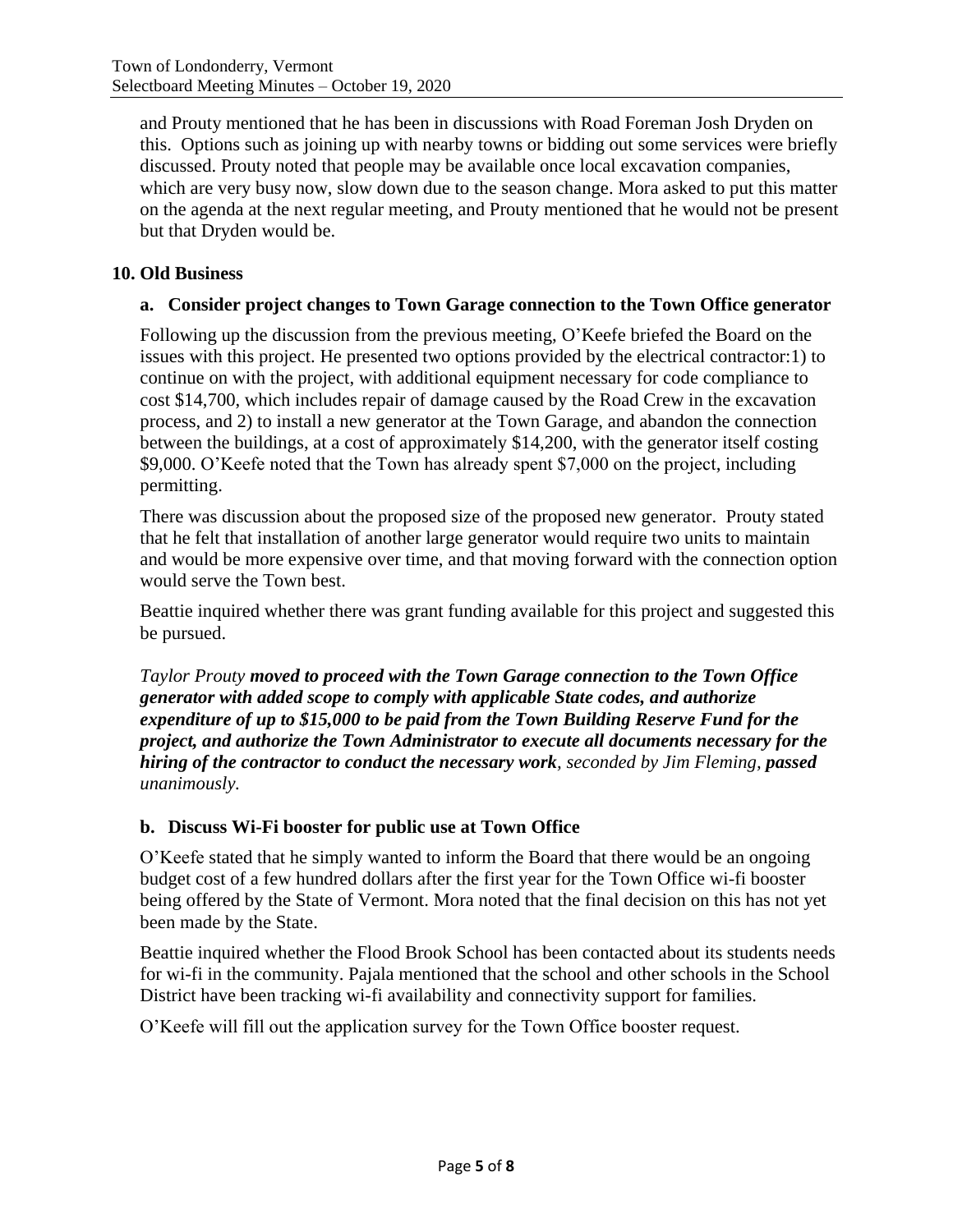and Prouty mentioned that he has been in discussions with Road Foreman Josh Dryden on this. Options such as joining up with nearby towns or bidding out some services were briefly discussed. Prouty noted that people may be available once local excavation companies, which are very busy now, slow down due to the season change. Mora asked to put this matter on the agenda at the next regular meeting, and Prouty mentioned that he would not be present but that Dryden would be.

## 10. Old Business

### a. Consider project changes to Town Garage connection to the Town Office generator

Following up the discussion from the previous meeting, O'Keefe briefed the Board on the issues with this project. He presented two options provided by the electrical contractor:1) to continue on with the project, with additional equipment necessary for code compliance to cost $14,700, which includes repair of damage caused by the Road Crew in the excavation process, and 2) to install a new generator at the Town Garage, and abandon the connection between the buildings, at a cost of approximately $14,200, with the generator itself costing $9,000. O'Keefe noted that the Town has already spent $7,000 on the project, including permitting.

There was discussion about the proposed size of the proposed new generator. Prouty stated that he felt that installation of another large generator would require two units to maintain and would be more expensive over time, and that moving forward with the connection option would serve the Town best.

Beattie inquired whether there was grant funding available for this project and suggested this be pursued.

*Taylor Prouty* ***moved to proceed with the Town Garage connection to the Town Office generator with added scope to comply with applicable State codes, and authorize expenditure of up to $15,000 to be paid from the Town Building Reserve Fund for the project, and authorize the Town Administrator to execute all documents necessary for the hiring of the contractor to conduct the necessary work****, seconded by Jim Fleming,* ***passed*** *unanimously.*

### b. Discuss Wi-Fi booster for public use at Town Office

O'Keefe stated that he simply wanted to inform the Board that there would be an ongoing budget cost of a few hundred dollars after the first year for the Town Office wi-fi booster being offered by the State of Vermont. Mora noted that the final decision on this has not yet been made by the State.

Beattie inquired whether the Flood Brook School has been contacted about its students needs for wi-fi in the community. Pajala mentioned that the school and other schools in the School District have been tracking wi-fi availability and connectivity support for families.

O'Keefe will fill out the application survey for the Town Office booster request.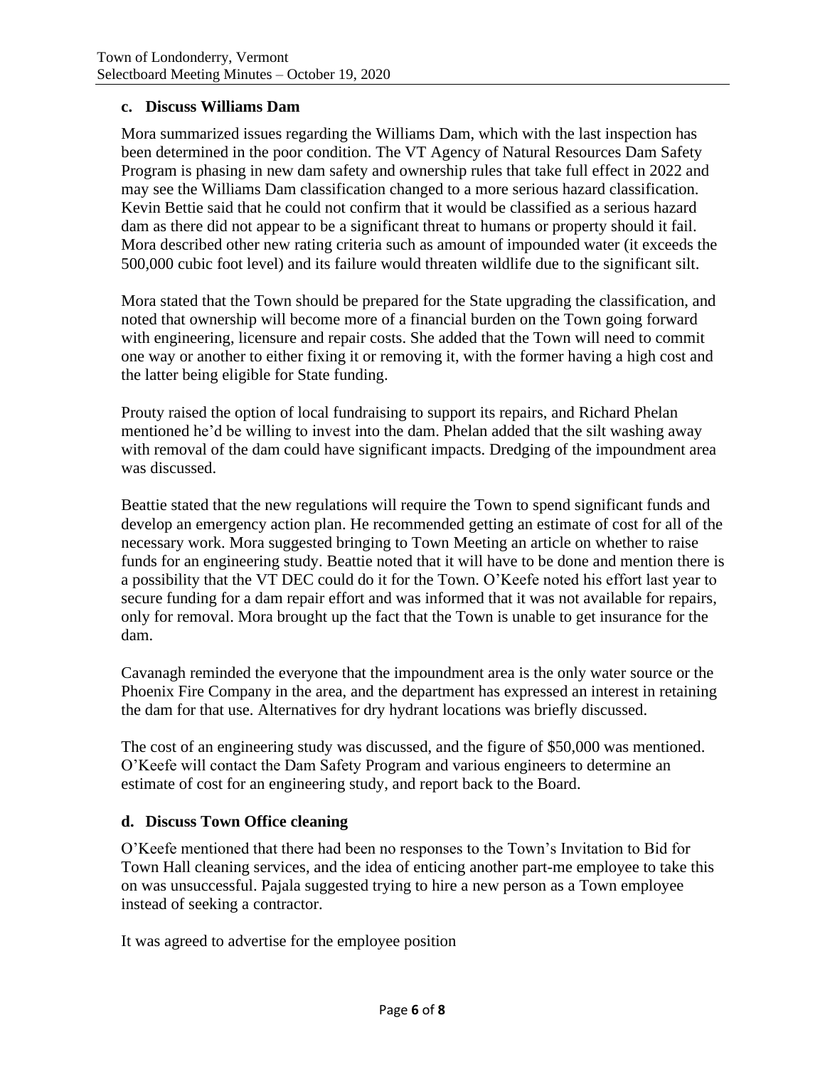### c. Discuss Williams Dam

Mora summarized issues regarding the Williams Dam, which with the last inspection has been determined in the poor condition. The VT Agency of Natural Resources Dam Safety Program is phasing in new dam safety and ownership rules that take full effect in 2022 and may see the Williams Dam classification changed to a more serious hazard classification. Kevin Bettie said that he could not confirm that it would be classified as a serious hazard dam as there did not appear to be a significant threat to humans or property should it fail. Mora described other new rating criteria such as amount of impounded water (it exceeds the 500,000 cubic foot level) and its failure would threaten wildlife due to the significant silt.

Mora stated that the Town should be prepared for the State upgrading the classification, and noted that ownership will become more of a financial burden on the Town going forward with engineering, licensure and repair costs. She added that the Town will need to commit one way or another to either fixing it or removing it, with the former having a high cost and the latter being eligible for State funding.

Prouty raised the option of local fundraising to support its repairs, and Richard Phelan mentioned he'd be willing to invest into the dam. Phelan added that the silt washing away with removal of the dam could have significant impacts. Dredging of the impoundment area was discussed.

Beattie stated that the new regulations will require the Town to spend significant funds and develop an emergency action plan. He recommended getting an estimate of cost for all of the necessary work. Mora suggested bringing to Town Meeting an article on whether to raise funds for an engineering study. Beattie noted that it will have to be done and mention there is a possibility that the VT DEC could do it for the Town. O'Keefe noted his effort last year to secure funding for a dam repair effort and was informed that it was not available for repairs, only for removal. Mora brought up the fact that the Town is unable to get insurance for the dam.

Cavanagh reminded the everyone that the impoundment area is the only water source or the Phoenix Fire Company in the area, and the department has expressed an interest in retaining the dam for that use. Alternatives for dry hydrant locations was briefly discussed.

The cost of an engineering study was discussed, and the figure of $50,000 was mentioned. O'Keefe will contact the Dam Safety Program and various engineers to determine an estimate of cost for an engineering study, and report back to the Board.

### d. Discuss Town Office cleaning

O'Keefe mentioned that there had been no responses to the Town's Invitation to Bid for Town Hall cleaning services, and the idea of enticing another part-me employee to take this on was unsuccessful. Pajala suggested trying to hire a new person as a Town employee instead of seeking a contractor.

It was agreed to advertise for the employee position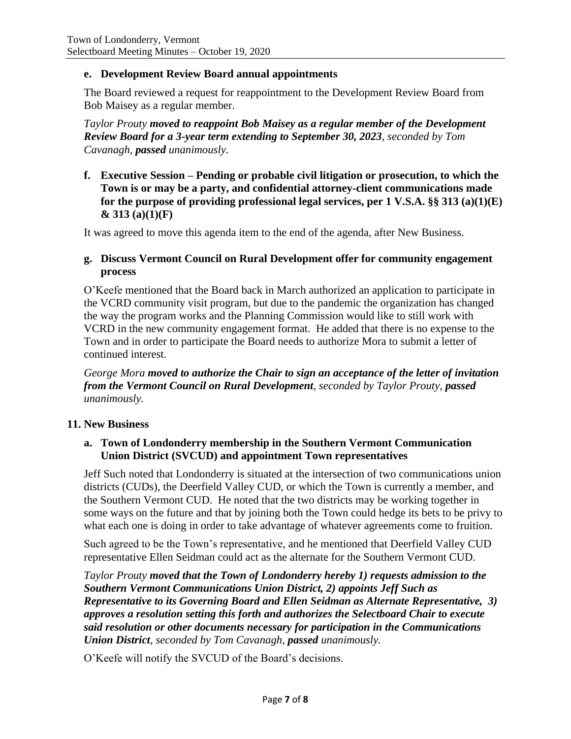**e. Development Review Board annual appointments**

The Board reviewed a request for reappointment to the Development Review Board from Bob Maisey as a regular member.

*Taylor Prouty* ***moved to reappoint Bob Maisey as a regular member of the Development Review Board for a 3-year term extending to September 30, 2023****, seconded by Tom Cavanagh,* ***passed*** *unanimously.*

**f. Executive Session – Pending or probable civil litigation or prosecution, to which the Town is or may be a party, and confidential attorney-client communications made for the purpose of providing professional legal services, per 1 V.S.A. §§ 313 (a)(1)(E) & 313 (a)(1)(F)**

It was agreed to move this agenda item to the end of the agenda, after New Business.

**g. Discuss Vermont Council on Rural Development offer for community engagement process**

O'Keefe mentioned that the Board back in March authorized an application to participate in the VCRD community visit program, but due to the pandemic the organization has changed the way the program works and the Planning Commission would like to still work with VCRD in the new community engagement format. He added that there is no expense to the Town and in order to participate the Board needs to authorize Mora to submit a letter of continued interest.

*George Mora* ***moved to authorize the Chair to sign an acceptance of the letter of invitation from the Vermont Council on Rural Development****, seconded by Taylor Prouty,* ***passed*** *unanimously.*

**11. New Business**

**a. Town of Londonderry membership in the Southern Vermont Communication Union District (SVCUD) and appointment Town representatives**

Jeff Such noted that Londonderry is situated at the intersection of two communications union districts (CUDs), the Deerfield Valley CUD, or which the Town is currently a member, and the Southern Vermont CUD. He noted that the two districts may be working together in some ways on the future and that by joining both the Town could hedge its bets to be privy to what each one is doing in order to take advantage of whatever agreements come to fruition.

Such agreed to be the Town's representative, and he mentioned that Deerfield Valley CUD representative Ellen Seidman could act as the alternate for the Southern Vermont CUD.

*Taylor Prouty* ***moved that the Town of Londonderry hereby 1) requests admission to the Southern Vermont Communications Union District, 2) appoints Jeff Such as Representative to its Governing Board and Ellen Seidman as Alternate Representative, 3) approves a resolution setting this forth and authorizes the Selectboard Chair to execute said resolution or other documents necessary for participation in the Communications Union District****, seconded by Tom Cavanagh,* ***passed*** *unanimously.*

O'Keefe will notify the SVCUD of the Board's decisions.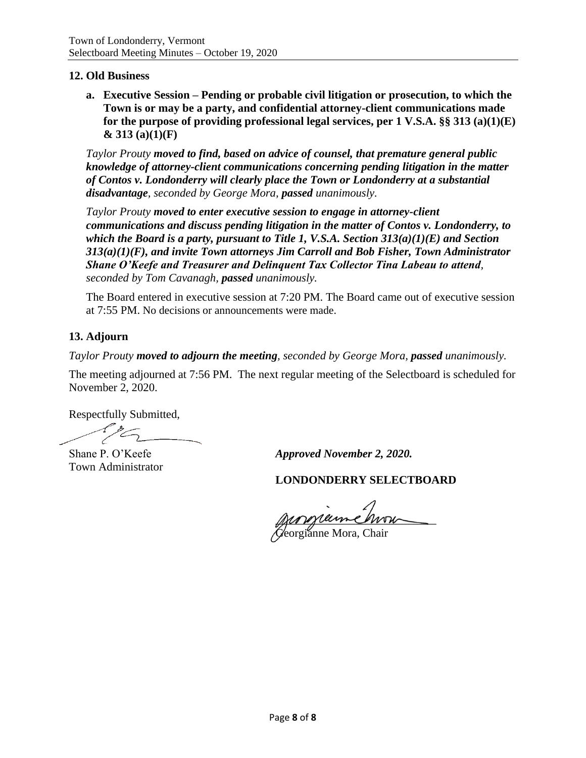## 12. Old Business

**a. Executive Session – Pending or probable civil litigation or prosecution, to which the Town is or may be a party, and confidential attorney-client communications made for the purpose of providing professional legal services, per 1 V.S.A. §§ 313 (a)(1)(E) & 313 (a)(1)(F)**

*Taylor Prouty* ***moved to find, based on advice of counsel, that premature general public knowledge of attorney-client communications concerning pending litigation in the matter of Contos v. Londonderry will clearly place the Town or Londonderry at a substantial disadvantage****, seconded by George Mora,* ***passed*** *unanimously.*

*Taylor Prouty* ***moved to enter executive session to engage in attorney-client communications and discuss pending litigation in the matter of Contos v. Londonderry, to which the Board is a party, pursuant to Title 1, V.S.A. Section 313(a)(1)(E) and Section 313(a)(1)(F), and invite Town attorneys Jim Carroll and Bob Fisher, Town Administrator Shane O'Keefe and Treasurer and Delinquent Tax Collector Tina Labeau to attend****, seconded by Tom Cavanagh,* ***passed*** *unanimously.*

The Board entered in executive session at 7:20 PM. The Board came out of executive session at 7:55 PM. No decisions or announcements were made.

## 13. Adjourn

*Taylor Prouty* ***moved to adjourn the meeting****, seconded by George Mora,* ***passed*** *unanimously.*

The meeting adjourned at 7:56 PM. The next regular meeting of the Selectboard is scheduled for November 2, 2020.

Respectfully Submitted,

Shane P. O'Keefe
Town Administrator

***Approved November 2, 2020.***

**LONDONDERRY SELECTBOARD**

Georgianne Mora, Chair